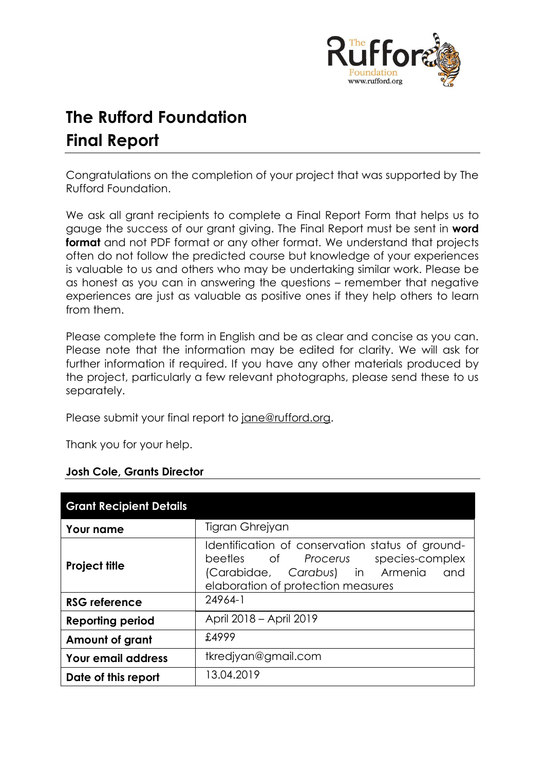# The Rufford Foundation
# Final Report

Congratulations on the completion of your project that was supported by The Rufford Foundation.

We ask all grant recipients to complete a Final Report Form that helps us to gauge the success of our grant giving. The Final Report must be sent in **word format** and not PDF format or any other format. We understand that projects often do not follow the predicted course but knowledge of your experiences is valuable to us and others who may be undertaking similar work. Please be as honest as you can in answering the questions – remember that negative experiences are just as valuable as positive ones if they help others to learn from them.

Please complete the form in English and be as clear and concise as you can. Please note that the information may be edited for clarity. We will ask for further information if required. If you have any other materials produced by the project, particularly a few relevant photographs, please send these to us separately.

Please submit your final report to jane@rufford.org.

Thank you for your help.

**Josh Cole, Grants Director**

| Grant Recipient Details | |
|---|---|
| **Your name** | Tigran Ghrejyan |
| **Project title** | Identification of conservation status of ground-beetles of *Procerus* species-complex (Carabidae, *Carabus*) in Armenia and elaboration of protection measures |
| **RSG reference** | 24964-1 |
| **Reporting period** | April 2018 – April 2019 |
| **Amount of grant** | £4999 |
| **Your email address** | tkredjyan@gmail.com |
| **Date of this report** | 13.04.2019 |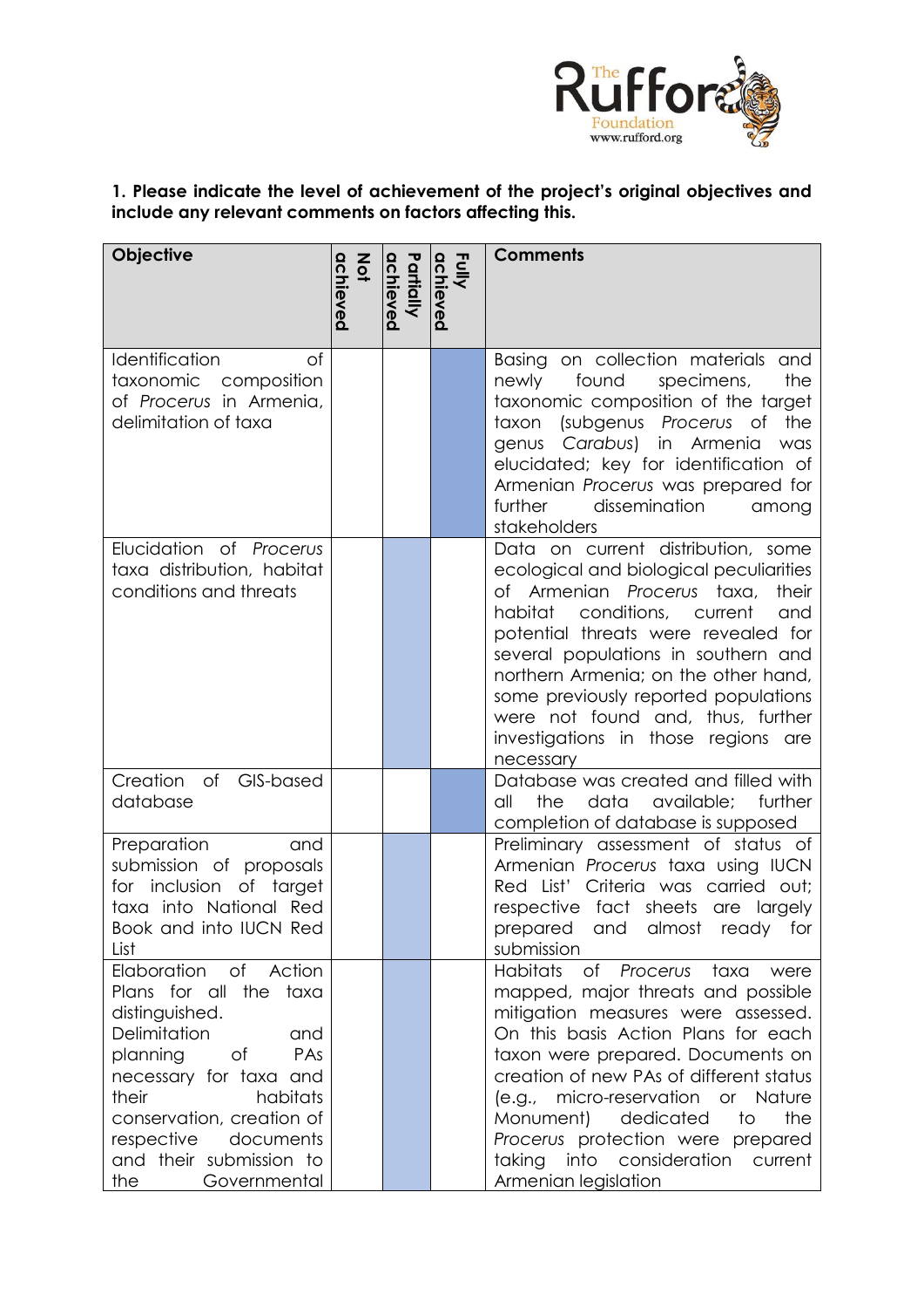**1. Please indicate the level of achievement of the project's original objectives and include any relevant comments on factors affecting this.**

| Objective | Not achieved | Partially achieved | Fully achieved | Comments |
|---|---|---|---|---|
| Identification of taxonomic composition of *Procerus* in Armenia, delimitation of taxa | | | X | Basing on collection materials and newly found specimens, the taxonomic composition of the target taxon (subgenus *Procerus* of the genus *Carabus*) in Armenia was elucidated; key for identification of Armenian *Procerus* was prepared for further dissemination among stakeholders |
| Elucidation of *Procerus* taxa distribution, habitat conditions and threats | | X | | Data on current distribution, some ecological and biological peculiarities of Armenian *Procerus* taxa, their habitat conditions, current and potential threats were revealed for several populations in southern and northern Armenia; on the other hand, some previously reported populations were not found and, thus, further investigations in those regions are necessary |
| Creation of GIS-based database | | | X | Database was created and filled with all the data available; further completion of database is supposed |
| Preparation and submission of proposals for inclusion of target taxa into National Red Book and into IUCN Red List | | X | | Preliminary assessment of status of Armenian *Procerus* taxa using IUCN Red List' Criteria was carried out; respective fact sheets are largely prepared and almost ready for submission |
| Elaboration of Action Plans for all the taxa distinguished. Delimitation and planning of PAs necessary for taxa and their habitats conservation, creation of respective documents and their submission to the Governmental | | X | | Habitats of *Procerus* taxa were mapped, major threats and possible mitigation measures were assessed. On this basis Action Plans for each taxon were prepared. Documents on creation of new PAs of different status (e.g., micro-reservation or Nature Monument) dedicated to the *Procerus* protection were prepared taking into consideration current Armenian legislation |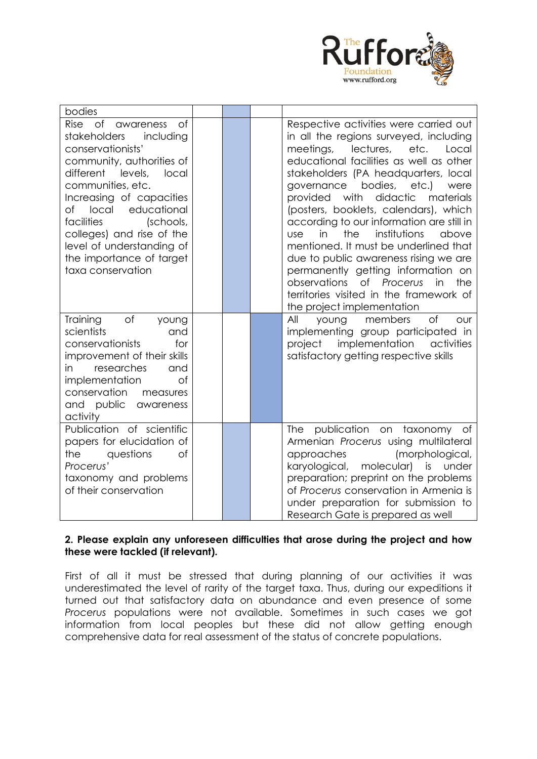| | | | | |
|---|---|---|---|---|
| bodies | | | | |
| Rise of awareness of stakeholders including conservationists' community, authorities of different levels, local communities, etc. Increasing of capacities of local educational facilities (schools, colleges) and rise of the level of understanding of the importance of target taxa conservation | | | | Respective activities were carried out in all the regions surveyed, including meetings, lectures, etc. Local educational facilities as well as other stakeholders (PA headquarters, local governance bodies, etc.) were provided with didactic materials (posters, booklets, calendars), which according to our information are still in use in the institutions above mentioned. It must be underlined that due to public awareness rising we are permanently getting information on observations of *Procerus* in the territories visited in the framework of the project implementation |
| Training of young scientists and conservationists for improvement of their skills in researches and implementation of conservation measures and public awareness activity | | | | All young members of our implementing group participated in project implementation activities satisfactory getting respective skills |
| Publication of scientific papers for elucidation of the questions of *Procerus'* taxonomy and problems of their conservation | | | | The publication on taxonomy of Armenian *Procerus* using multilateral approaches (morphological, karyological, molecular) is under preparation; preprint on the problems of *Procerus* conservation in Armenia is under preparation for submission to Research Gate is prepared as well |

**2. Please explain any unforeseen difficulties that arose during the project and how these were tackled (if relevant).**

First of all it must be stressed that during planning of our activities it was underestimated the level of rarity of the target taxa. Thus, during our expeditions it turned out that satisfactory data on abundance and even presence of some *Procerus* populations were not available. Sometimes in such cases we got information from local peoples but these did not allow getting enough comprehensive data for real assessment of the status of concrete populations.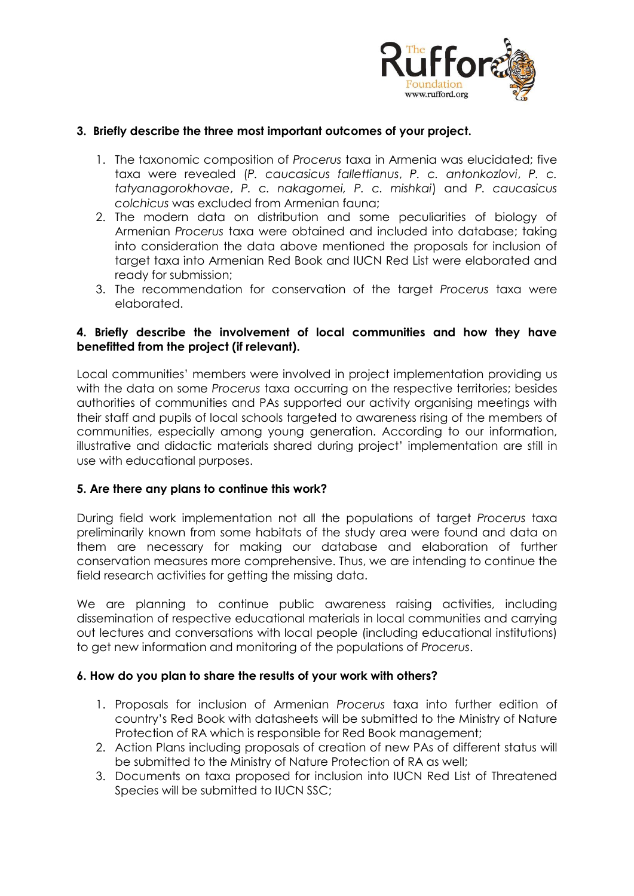**3. Briefly describe the three most important outcomes of your project.**

1. The taxonomic composition of *Procerus* taxa in Armenia was elucidated; five taxa were revealed (*P. caucasicus fallettianus*, *P. c. antonkozlovi*, *P. c. tatyanagorokhovae*, *P. c. nakagomei, P. c. mishkai*) and *P. caucasicus colchicus* was excluded from Armenian fauna;
2. The modern data on distribution and some peculiarities of biology of Armenian *Procerus* taxa were obtained and included into database; taking into consideration the data above mentioned the proposals for inclusion of target taxa into Armenian Red Book and IUCN Red List were elaborated and ready for submission;
3. The recommendation for conservation of the target *Procerus* taxa were elaborated.

**4. Briefly describe the involvement of local communities and how they have benefitted from the project (if relevant).**

Local communities' members were involved in project implementation providing us with the data on some *Procerus* taxa occurring on the respective territories; besides authorities of communities and PAs supported our activity organising meetings with their staff and pupils of local schools targeted to awareness rising of the members of communities, especially among young generation. According to our information, illustrative and didactic materials shared during project' implementation are still in use with educational purposes.

**5. Are there any plans to continue this work?**

During field work implementation not all the populations of target *Procerus* taxa preliminarily known from some habitats of the study area were found and data on them are necessary for making our database and elaboration of further conservation measures more comprehensive. Thus, we are intending to continue the field research activities for getting the missing data.

We are planning to continue public awareness raising activities, including dissemination of respective educational materials in local communities and carrying out lectures and conversations with local people (including educational institutions) to get new information and monitoring of the populations of *Procerus*.

**6. How do you plan to share the results of your work with others?**

1. Proposals for inclusion of Armenian *Procerus* taxa into further edition of country's Red Book with datasheets will be submitted to the Ministry of Nature Protection of RA which is responsible for Red Book management;
2. Action Plans including proposals of creation of new PAs of different status will be submitted to the Ministry of Nature Protection of RA as well;
3. Documents on taxa proposed for inclusion into IUCN Red List of Threatened Species will be submitted to IUCN SSC;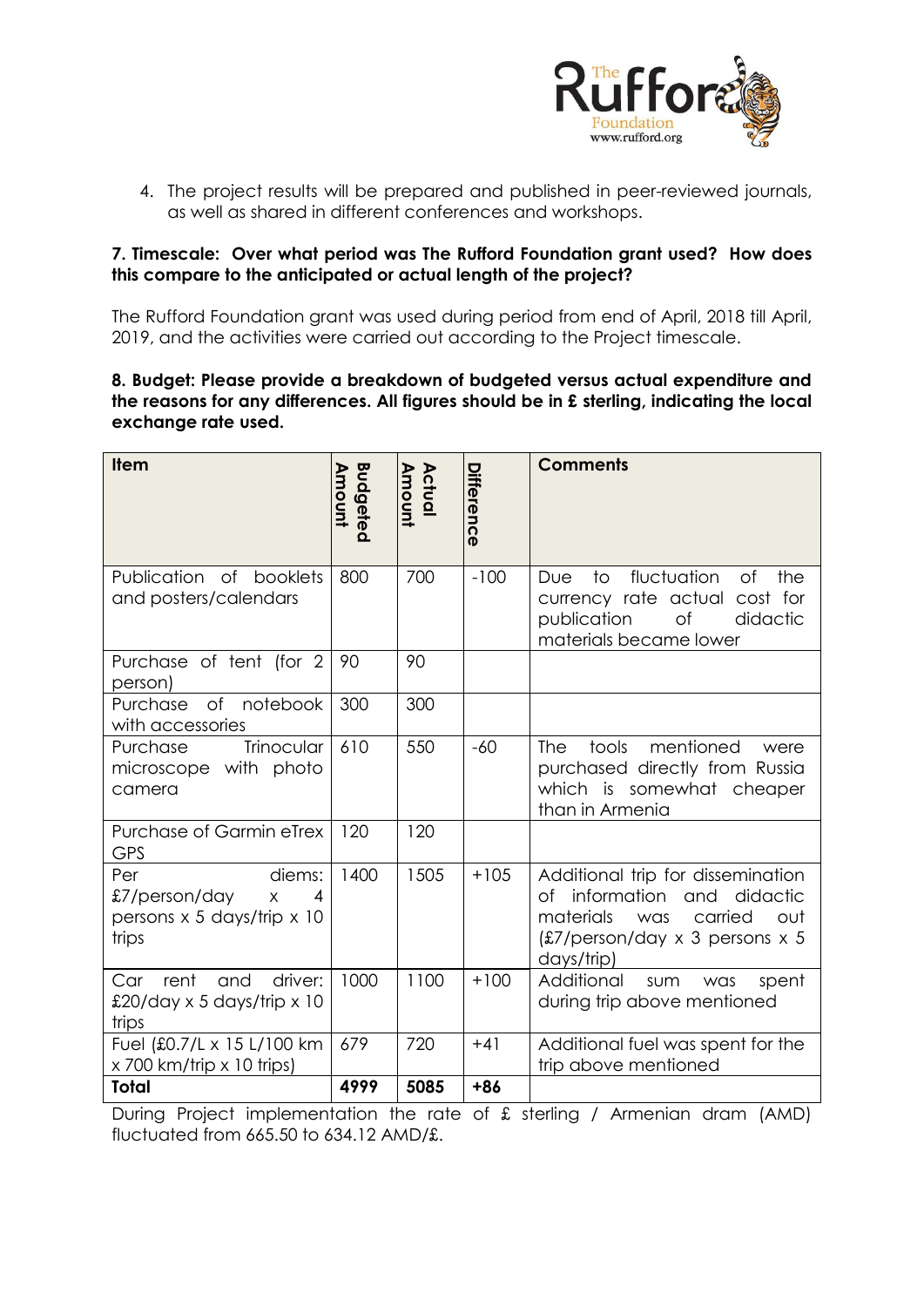4. The project results will be prepared and published in peer-reviewed journals, as well as shared in different conferences and workshops.

**7. Timescale: Over what period was The Rufford Foundation grant used? How does this compare to the anticipated or actual length of the project?**

The Rufford Foundation grant was used during period from end of April, 2018 till April, 2019, and the activities were carried out according to the Project timescale.

**8. Budget: Please provide a breakdown of budgeted versus actual expenditure and the reasons for any differences. All figures should be in £ sterling, indicating the local exchange rate used.**

| Item | Budgeted Amount | Actual Amount | Difference | Comments |
|---|---|---|---|---|
| Publication of booklets and posters/calendars | 800 | 700 | -100 | Due to fluctuation of the currency rate actual cost for publication of didactic materials became lower |
| Purchase of tent (for 2 person) | 90 | 90 | | |
| Purchase of notebook with accessories | 300 | 300 | | |
| Purchase Trinocular microscope with photo camera | 610 | 550 | -60 | The tools mentioned were purchased directly from Russia which is somewhat cheaper than in Armenia |
| Purchase of Garmin eTrex GPS | 120 | 120 | | |
| Per diems: £7/person/day x 4 persons x 5 days/trip x 10 trips | 1400 | 1505 | +105 | Additional trip for dissemination of information and didactic materials was carried out (£7/person/day x 3 persons x 5 days/trip) |
| Car rent and driver: £20/day x 5 days/trip x 10 trips | 1000 | 1100 | +100 | Additional sum was spent during trip above mentioned |
| Fuel (£0.7/L x 15 L/100 km x 700 km/trip x 10 trips) | 679 | 720 | +41 | Additional fuel was spent for the trip above mentioned |
| **Total** | **4999** | **5085** | **+86** | |

During Project implementation the rate of £ sterling / Armenian dram (AMD) fluctuated from 665.50 to 634.12 AMD/£.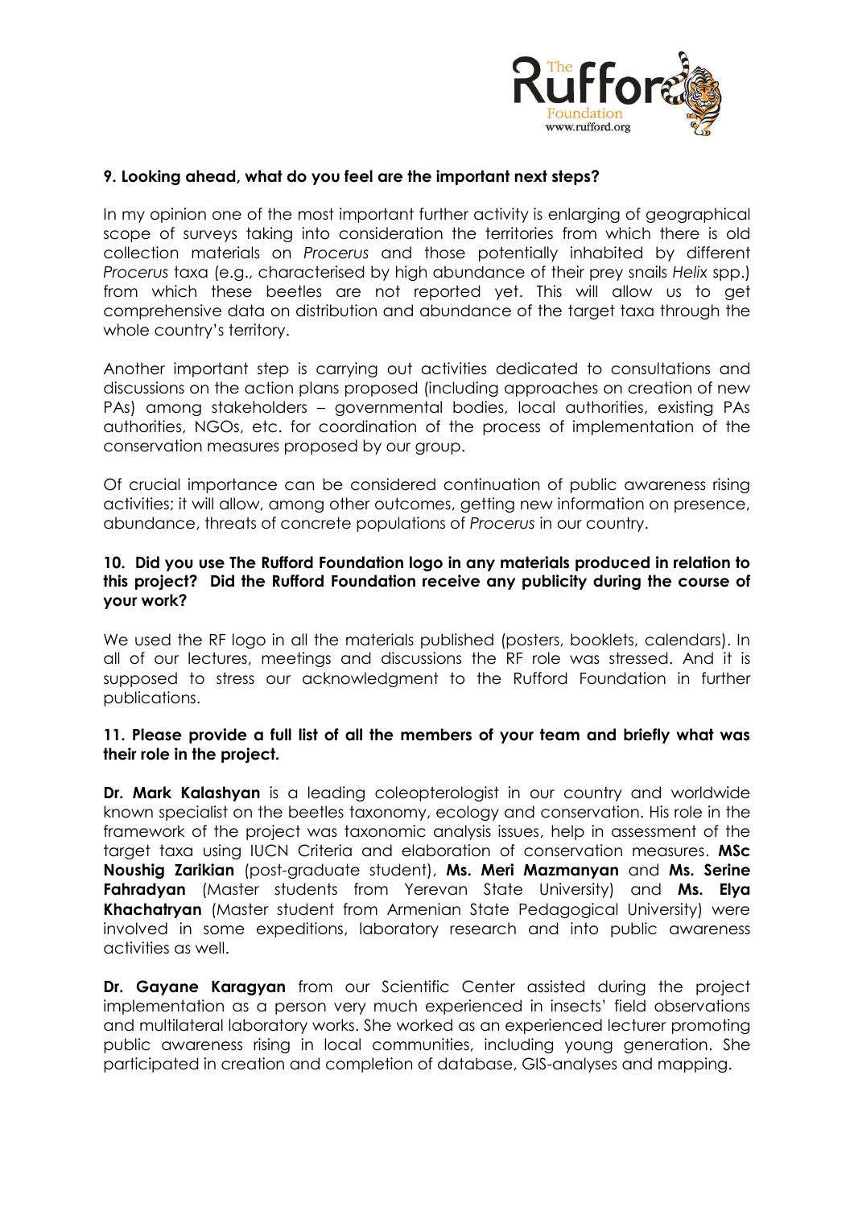**9. Looking ahead, what do you feel are the important next steps?**

In my opinion one of the most important further activity is enlarging of geographical scope of surveys taking into consideration the territories from which there is old collection materials on *Procerus* and those potentially inhabited by different *Procerus* taxa (e.g., characterised by high abundance of their prey snails *Helix* spp.) from which these beetles are not reported yet. This will allow us to get comprehensive data on distribution and abundance of the target taxa through the whole country's territory.

Another important step is carrying out activities dedicated to consultations and discussions on the action plans proposed (including approaches on creation of new PAs) among stakeholders – governmental bodies, local authorities, existing PAs authorities, NGOs, etc. for coordination of the process of implementation of the conservation measures proposed by our group.

Of crucial importance can be considered continuation of public awareness rising activities; it will allow, among other outcomes, getting new information on presence, abundance, threats of concrete populations of *Procerus* in our country.

**10. Did you use The Rufford Foundation logo in any materials produced in relation to this project? Did the Rufford Foundation receive any publicity during the course of your work?**

We used the RF logo in all the materials published (posters, booklets, calendars). In all of our lectures, meetings and discussions the RF role was stressed. And it is supposed to stress our acknowledgment to the Rufford Foundation in further publications.

**11. Please provide a full list of all the members of your team and briefly what was their role in the project.**

**Dr. Mark Kalashyan** is a leading coleopterologist in our country and worldwide known specialist on the beetles taxonomy, ecology and conservation. His role in the framework of the project was taxonomic analysis issues, help in assessment of the target taxa using IUCN Criteria and elaboration of conservation measures. **MSc Noushig Zarikian** (post-graduate student), **Ms. Meri Mazmanyan** and **Ms. Serine Fahradyan** (Master students from Yerevan State University) and **Ms. Elya Khachatryan** (Master student from Armenian State Pedagogical University) were involved in some expeditions, laboratory research and into public awareness activities as well.

**Dr. Gayane Karagyan** from our Scientific Center assisted during the project implementation as a person very much experienced in insects' field observations and multilateral laboratory works. She worked as an experienced lecturer promoting public awareness rising in local communities, including young generation. She participated in creation and completion of database, GIS-analyses and mapping.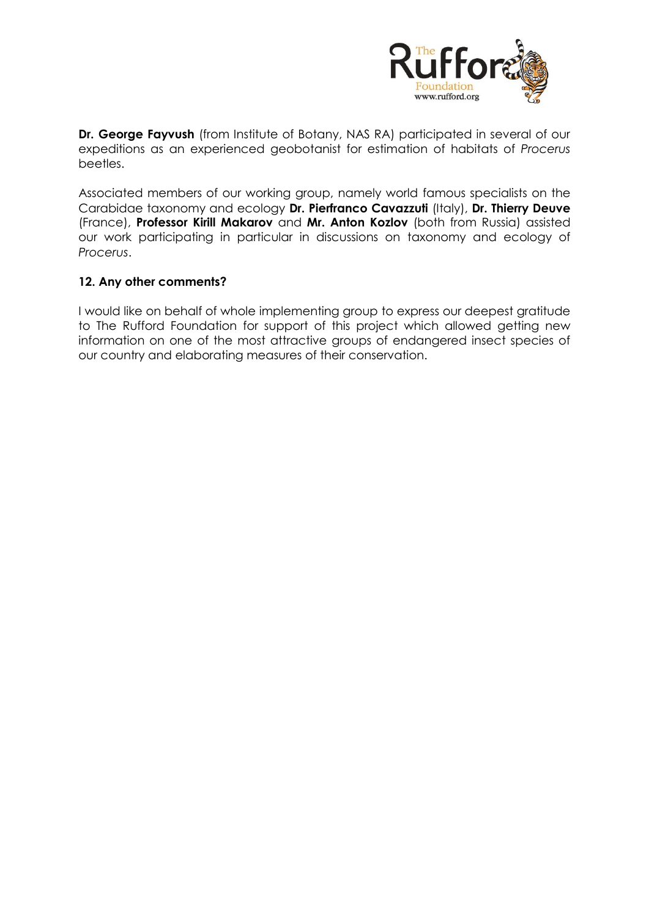**Dr. George Fayvush** (from Institute of Botany, NAS RA) participated in several of our expeditions as an experienced geobotanist for estimation of habitats of *Procerus* beetles.

Associated members of our working group, namely world famous specialists on the Carabidae taxonomy and ecology **Dr. Pierfranco Cavazzuti** (Italy), **Dr. Thierry Deuve** (France), **Professor Kirill Makarov** and **Mr. Anton Kozlov** (both from Russia) assisted our work participating in particular in discussions on taxonomy and ecology of *Procerus*.

**12. Any other comments?**

I would like on behalf of whole implementing group to express our deepest gratitude to The Rufford Foundation for support of this project which allowed getting new information on one of the most attractive groups of endangered insect species of our country and elaborating measures of their conservation.